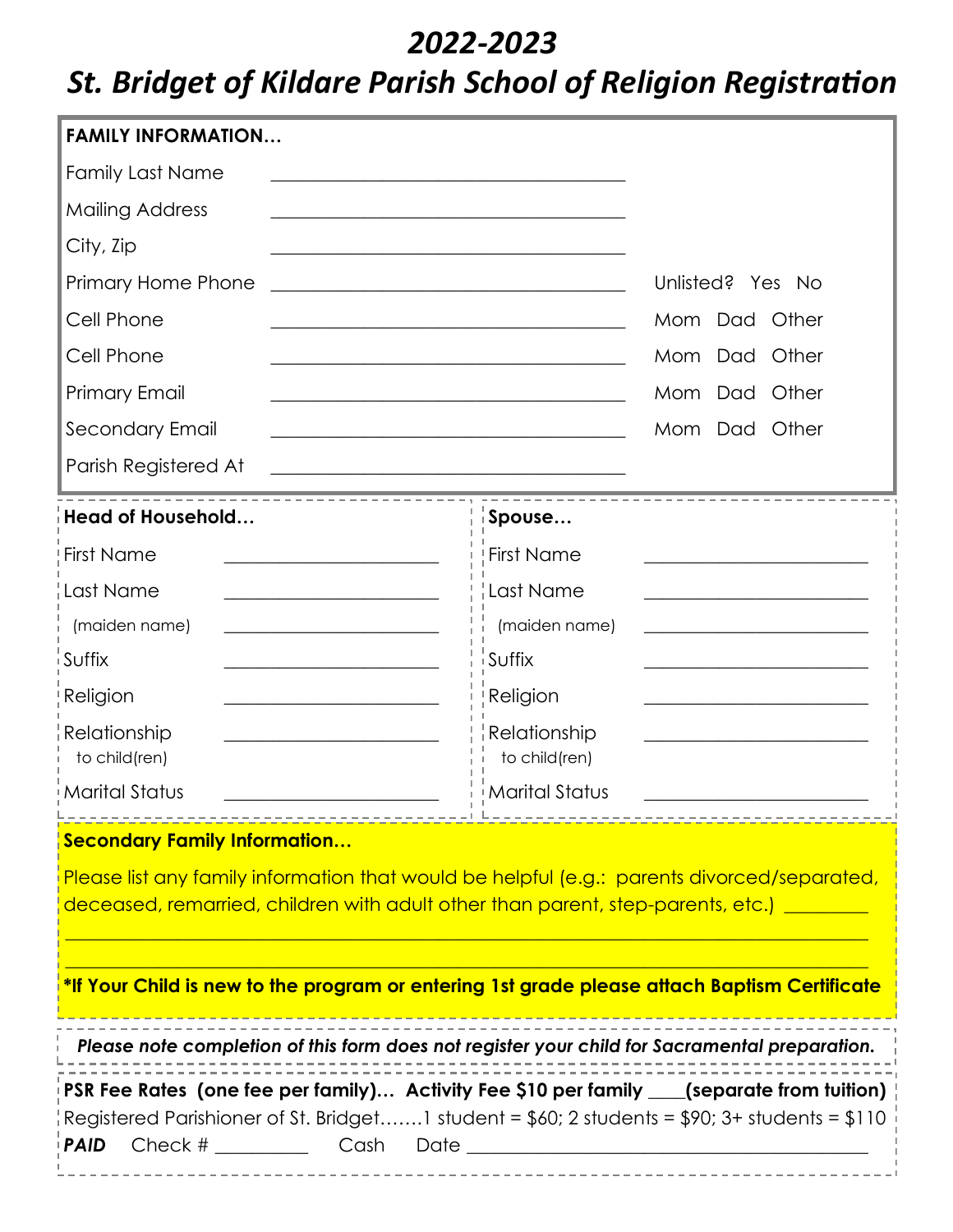# 2022-2023

# St. Bridget of Kildare Parish School of Religion Registration

**FAMILY INFORMATION…**

| | | |
|---|---|---|
| Family Last Name | ________________________________ | |
| Mailing Address | ________________________________ | |
| City, Zip | ________________________________ | |
| Primary Home Phone | ________________________________ | Unlisted? Yes No |
| Cell Phone | ________________________________ | Mom Dad Other |
| Cell Phone | ________________________________ | Mom Dad Other |
| Primary Email | ________________________________ | Mom Dad Other |
| Secondary Email | ________________________________ | Mom Dad Other |
| Parish Registered At | ________________________________ | |

| **Head of Household…** | | **Spouse…** | |
|---|---|---|---|
| First Name | ________________ | First Name | ________________ |
| Last Name | ________________ | Last Name | ________________ |
| (maiden name) | ________________ | (maiden name) | ________________ |
| Suffix | ________________ | Suffix | ________________ |
| Religion | ________________ | Religion | ________________ |
| Relationship to child(ren) | ________________ | Relationship to child(ren) | ________________ |
| Marital Status | ________________ | Marital Status | ________________ |

**Secondary Family Information…**

Please list any family information that would be helpful (e.g.: parents divorced/separated, deceased, remarried, children with adult other than parent, step-parents, etc.) _________

________________________________________________________________________________

________________________________________________________________________________

**\*If Your Child is new to the program or entering 1st grade please attach Baptism Certificate**

***Please note completion of this form does not register your child for Sacramental preparation.***

**PSR Fee Rates (one fee per family)… Activity Fee $10 per family ____(separate from tuition)**

Registered Parishioner of St. Bridget…….1 student = $60; 2 students = $90; 3+ students = $110

***PAID*** Check # _________ Cash Date ________________________________________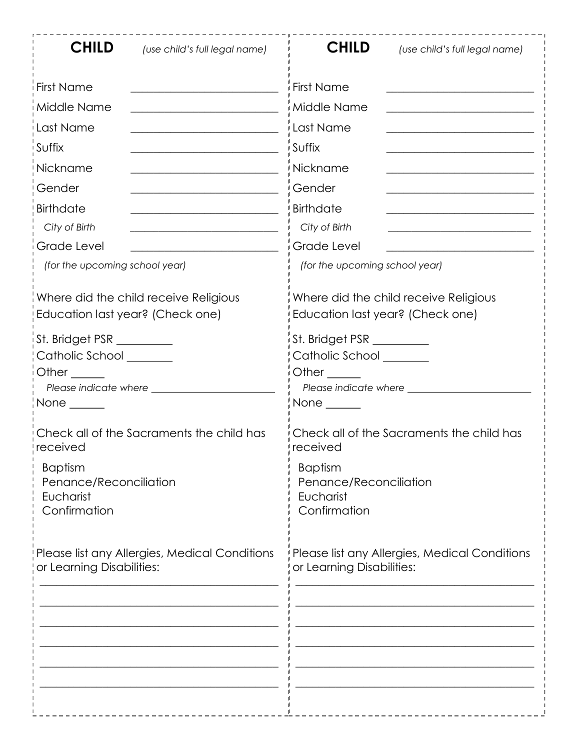**CHILD** *(use child's full legal name)*

First Name ________________________

Middle Name ________________________

Last Name ________________________

Suffix ________________________

Nickname ________________________

Gender ________________________

Birthdate ________________________

*City of Birth* ________________________

Grade Level ________________________

*(for the upcoming school year)*

Where did the child receive Religious Education last year? (Check one)

St. Bridget PSR _________

Catholic School _______

Other _____

*Please indicate where* ______________________

None _____

Check all of the Sacraments the child has received

Baptism
Penance/Reconciliation
Eucharist
Confirmation

Please list any Allergies, Medical Conditions or Learning Disabilities:

________________________________________

________________________________________

________________________________________

________________________________________

________________________________________

________________________________________

**CHILD** *(use child's full legal name)*

First Name ________________________

Middle Name ________________________

Last Name ________________________

Suffix ________________________

Nickname ________________________

Gender ________________________

Birthdate ________________________

*City of Birth* ________________________

Grade Level ________________________

*(for the upcoming school year)*

Where did the child receive Religious Education last year? (Check one)

St. Bridget PSR _________

Catholic School _______

Other _____

*Please indicate where* ______________________

None _____

Check all of the Sacraments the child has received

Baptism
Penance/Reconciliation
Eucharist
Confirmation

Please list any Allergies, Medical Conditions or Learning Disabilities:

________________________________________

________________________________________

________________________________________

________________________________________

________________________________________

________________________________________